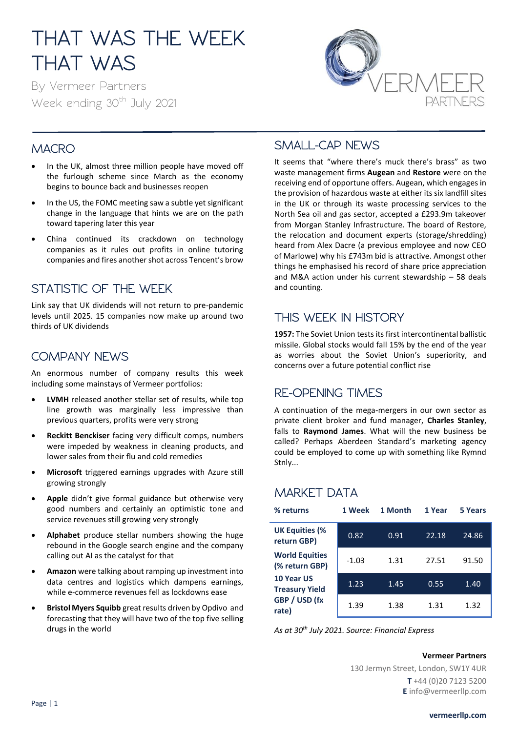# THAT WAS THE WEEK THAT WAS

By Vermeer Partners

Week ending 30th July 2021

## MACRO

- In the UK, almost three million people have moved off the furlough scheme since March as the economy begins to bounce back and businesses reopen
- In the US, the FOMC meeting saw a subtle yet significant change in the language that hints we are on the path toward tapering later this year
- China continued its crackdown on technology companies as it rules out profits in online tutoring companies and fires another shot across Tencent's brow

## STATISTIC OF THE WEEK

Link say that UK dividends will not return to pre-pandemic levels until 2025. 15 companies now make up around two thirds of UK dividends

## COMPANY NEWS

An enormous number of company results this week including some mainstays of Vermeer portfolios:

- **LVMH** released another stellar set of results, while top line growth was marginally less impressive than previous quarters, profits were very strong
- **Reckitt Benckiser** facing very difficult comps, numbers were impeded by weakness in cleaning products, and lower sales from their flu and cold remedies
- **Microsoft** triggered earnings upgrades with Azure still growing strongly
- **Apple** didn't give formal guidance but otherwise very good numbers and certainly an optimistic tone and service revenues still growing very strongly
- **Alphabet** produce stellar numbers showing the huge rebound in the Google search engine and the company calling out AI as the catalyst for that
- **Amazon** were talking about ramping up investment into data centres and logistics which dampens earnings, while e-commerce revenues fell as lockdowns ease
- **Bristol Myers Squibb** great results driven by Opdivo and forecasting that they will have two of the top five selling drugs in the world

## SMALL-CAP NEWS

It seems that "where there's muck there's brass" as two waste management firms **Augean** and **Restore** were on the receiving end of opportune offers. Augean, which engages in the provision of hazardous waste at either its six landfill sites in the UK or through its waste processing services to the North Sea oil and gas sector, accepted a £293.9m takeover from Morgan Stanley Infrastructure. The board of Restore, the relocation and document experts (storage/shredding) heard from Alex Dacre (a previous employee and now CEO of Marlowe) why his £743m bid is attractive. Amongst other things he emphasised his record of share price appreciation and M&A action under his current stewardship – 58 deals and counting.

## THIS WEEK IN HISTORY

**1957:** The Soviet Union tests its first intercontinental ballistic missile. Global stocks would fall 15% by the end of the year as worries about the Soviet Union's superiority, and concerns over a future potential conflict rise

## RE-OPENING TIMES

A continuation of the mega-mergers in our own sector as private client broker and fund manager, **Charles Stanley**, falls to **Raymond James**. What will the new business be called? Perhaps Aberdeen Standard's marketing agency could be employed to come up with something like Rymnd Stnly...

## MARKET DATA

| % returns | 1 Week | 1 Month | 1 Year | 5 Years |
|---|---|---|---|---|
| UK Equities (% return GBP) | 0.82 | 0.91 | 22.18 | 24.86 |
| World Equities (% return GBP) | -1.03 | 1.31 | 27.51 | 91.50 |
| 10 Year US Treasury Yield | 1.23 | 1.45 | 0.55 | 1.40 |
| GBP / USD (fx rate) | 1.39 | 1.38 | 1.31 | 1.32 |

*As at 30th July 2021. Source: Financial Express*

**Vermeer Partners**

130 Jermyn Street, London, SW1Y 4UR

**T** +44 (0)20 7123 5200

**E** info@vermeerllp.com

**vermeerllp.com**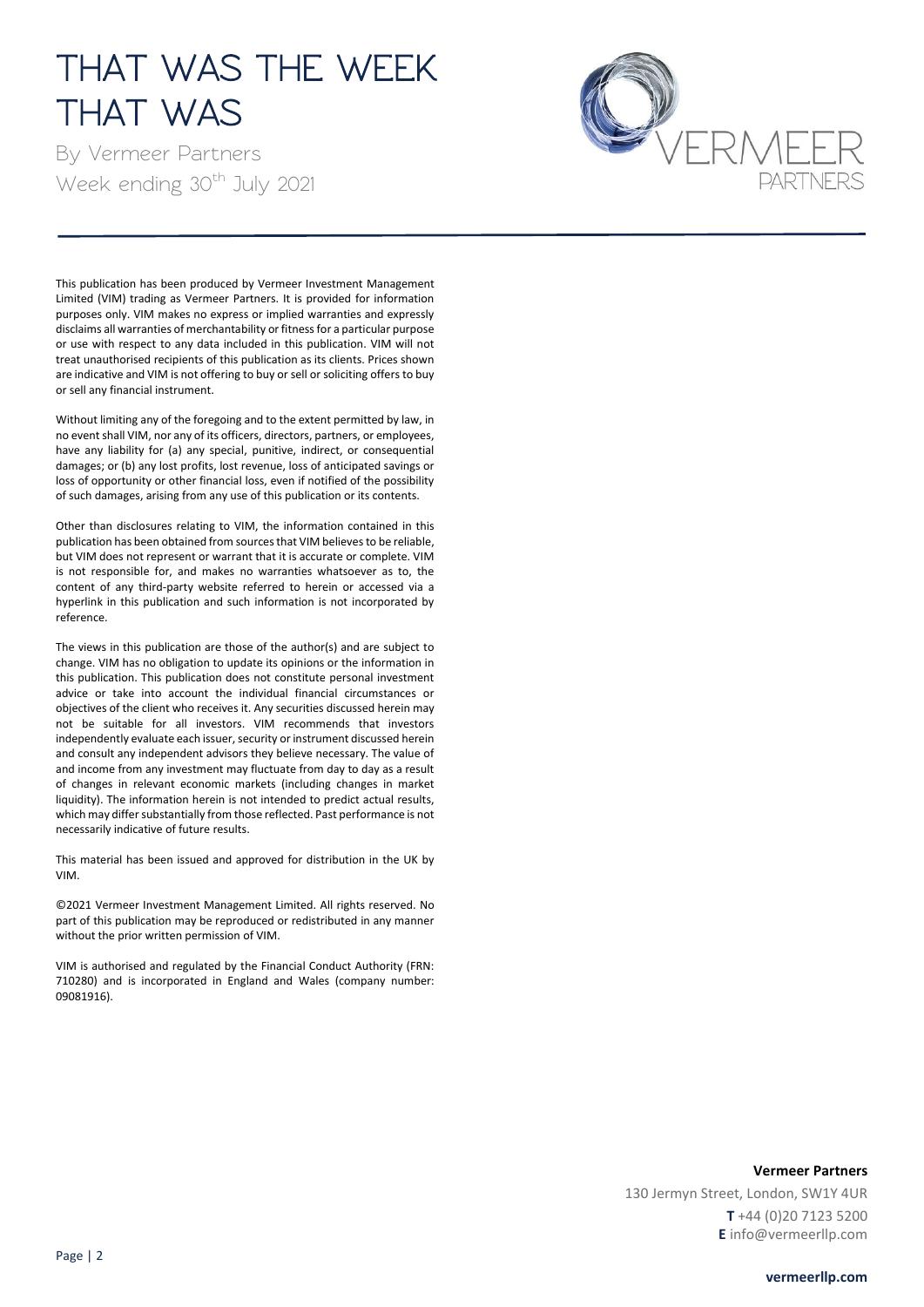# THAT WAS THE WEEK THAT WAS

By Vermeer Partners
Week ending 30th July 2021

This publication has been produced by Vermeer Investment Management Limited (VIM) trading as Vermeer Partners. It is provided for information purposes only. VIM makes no express or implied warranties and expressly disclaims all warranties of merchantability or fitness for a particular purpose or use with respect to any data included in this publication. VIM will not treat unauthorised recipients of this publication as its clients. Prices shown are indicative and VIM is not offering to buy or sell or soliciting offers to buy or sell any financial instrument.

Without limiting any of the foregoing and to the extent permitted by law, in no event shall VIM, nor any of its officers, directors, partners, or employees, have any liability for (a) any special, punitive, indirect, or consequential damages; or (b) any lost profits, lost revenue, loss of anticipated savings or loss of opportunity or other financial loss, even if notified of the possibility of such damages, arising from any use of this publication or its contents.

Other than disclosures relating to VIM, the information contained in this publication has been obtained from sources that VIM believes to be reliable, but VIM does not represent or warrant that it is accurate or complete. VIM is not responsible for, and makes no warranties whatsoever as to, the content of any third-party website referred to herein or accessed via a hyperlink in this publication and such information is not incorporated by reference.

The views in this publication are those of the author(s) and are subject to change. VIM has no obligation to update its opinions or the information in this publication. This publication does not constitute personal investment advice or take into account the individual financial circumstances or objectives of the client who receives it. Any securities discussed herein may not be suitable for all investors. VIM recommends that investors independently evaluate each issuer, security or instrument discussed herein and consult any independent advisors they believe necessary. The value of and income from any investment may fluctuate from day to day as a result of changes in relevant economic markets (including changes in market liquidity). The information herein is not intended to predict actual results, which may differ substantially from those reflected. Past performance is not necessarily indicative of future results.

This material has been issued and approved for distribution in the UK by VIM.

©2021 Vermeer Investment Management Limited. All rights reserved. No part of this publication may be reproduced or redistributed in any manner without the prior written permission of VIM.

VIM is authorised and regulated by the Financial Conduct Authority (FRN: 710280) and is incorporated in England and Wales (company number: 09081916).

**Vermeer Partners**
130 Jermyn Street, London, SW1Y 4UR
**T** +44 (0)20 7123 5200
**E** info@vermeerllp.com

**vermeerllp.com**